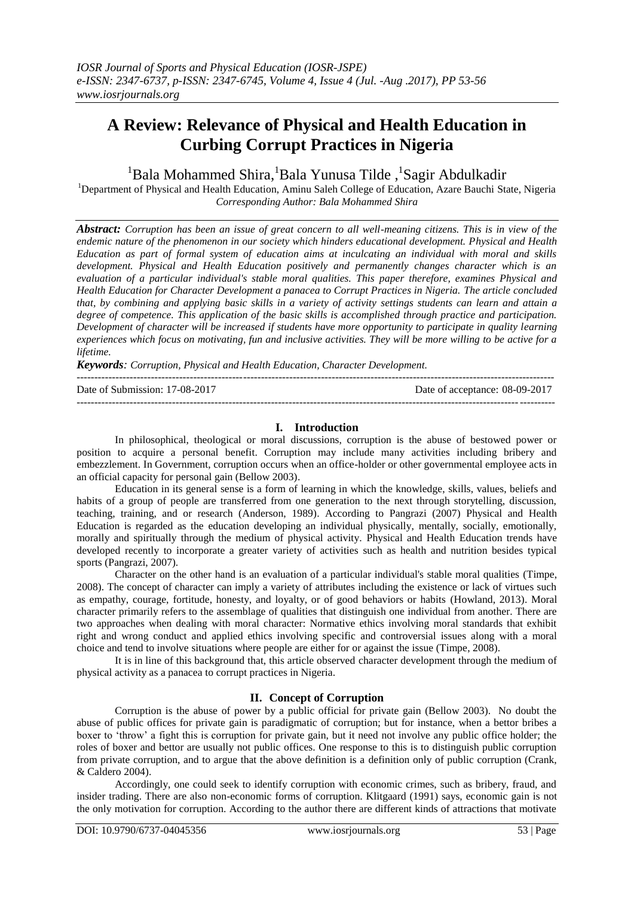# A Review: Relevance of Physical and Health Education in Curbing Corrupt Practices in Nigeria

[1]Bala Mohammed Shira, [1]Bala Yunusa Tilde, [1]Sagir Abdulkadir

[1]Department of Physical and Health Education, Aminu Saleh College of Education, Azare Bauchi State, Nigeria

*Corresponding Author: Bala Mohammed Shira*

***Abstract:*** *Corruption has been an issue of great concern to all well-meaning citizens. This is in view of the endemic nature of the phenomenon in our society which hinders educational development. Physical and Health Education as part of formal system of education aims at inculcating an individual with moral and skills development. Physical and Health Education positively and permanently changes character which is an evaluation of a particular individual's stable moral qualities. This paper therefore, examines Physical and Health Education for Character Development a panacea to Corrupt Practices in Nigeria. The article concluded that, by combining and applying basic skills in a variety of activity settings students can learn and attain a degree of competence. This application of the basic skills is accomplished through practice and participation. Development of character will be increased if students have more opportunity to participate in quality learning experiences which focus on motivating, fun and inclusive activities. They will be more willing to be active for a lifetime.*

***Keywords****: Corruption, Physical and Health Education, Character Development.*

---

Date of Submission: 17-08-2017 | Date of acceptance: 08-09-2017

---

## I. Introduction

In philosophical, theological or moral discussions, corruption is the abuse of bestowed power or position to acquire a personal benefit. Corruption may include many activities including bribery and embezzlement. In Government, corruption occurs when an office-holder or other governmental employee acts in an official capacity for personal gain (Bellow 2003).

Education in its general sense is a form of learning in which the knowledge, skills, values, beliefs and habits of a group of people are transferred from one generation to the next through storytelling, discussion, teaching, training, and or research (Anderson, 1989). According to Pangrazi (2007) Physical and Health Education is regarded as the education developing an individual physically, mentally, socially, emotionally, morally and spiritually through the medium of physical activity. Physical and Health Education trends have developed recently to incorporate a greater variety of activities such as health and nutrition besides typical sports (Pangrazi, 2007).

Character on the other hand is an evaluation of a particular individual's stable moral qualities (Timpe, 2008). The concept of character can imply a variety of attributes including the existence or lack of virtues such as empathy, courage, fortitude, honesty, and loyalty, or of good behaviors or habits (Howland, 2013). Moral character primarily refers to the assemblage of qualities that distinguish one individual from another. There are two approaches when dealing with moral character: Normative ethics involving moral standards that exhibit right and wrong conduct and applied ethics involving specific and controversial issues along with a moral choice and tend to involve situations where people are either for or against the issue (Timpe, 2008).

It is in line of this background that, this article observed character development through the medium of physical activity as a panacea to corrupt practices in Nigeria.

## II. Concept of Corruption

Corruption is the abuse of power by a public official for private gain (Bellow 2003). No doubt the abuse of public offices for private gain is paradigmatic of corruption; but for instance, when a bettor bribes a boxer to 'throw' a fight this is corruption for private gain, but it need not involve any public office holder; the roles of boxer and bettor are usually not public offices. One response to this is to distinguish public corruption from private corruption, and to argue that the above definition is a definition only of public corruption (Crank, & Caldero 2004).

Accordingly, one could seek to identify corruption with economic crimes, such as bribery, fraud, and insider trading. There are also non-economic forms of corruption. Klitgaard (1991) says, economic gain is not the only motivation for corruption. According to the author there are different kinds of attractions that motivate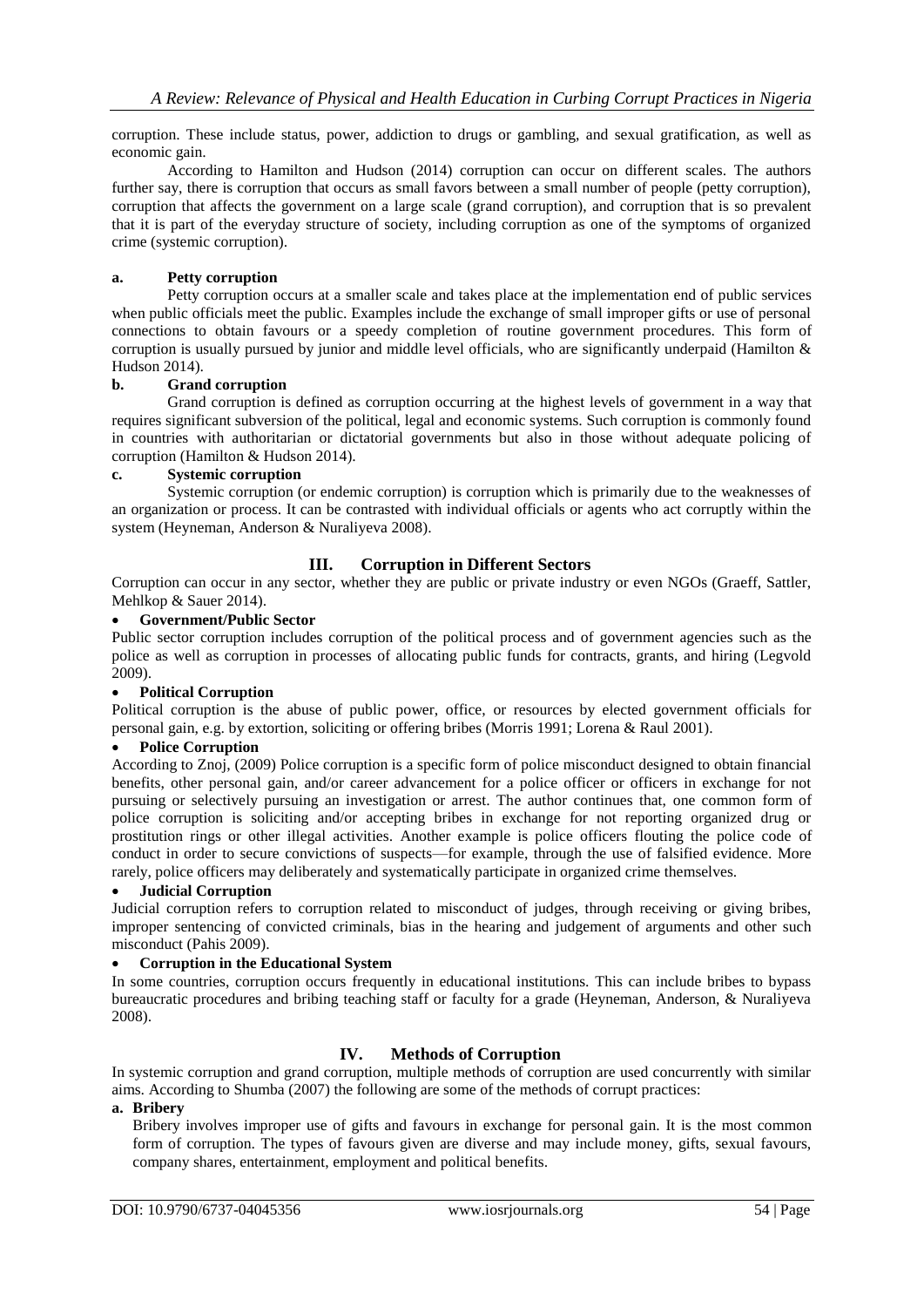corruption. These include status, power, addiction to drugs or gambling, and sexual gratification, as well as economic gain.

According to Hamilton and Hudson (2014) corruption can occur on different scales. The authors further say, there is corruption that occurs as small favors between a small number of people (petty corruption), corruption that affects the government on a large scale (grand corruption), and corruption that is so prevalent that it is part of the everyday structure of society, including corruption as one of the symptoms of organized crime (systemic corruption).

#### a. Petty corruption

Petty corruption occurs at a smaller scale and takes place at the implementation end of public services when public officials meet the public. Examples include the exchange of small improper gifts or use of personal connections to obtain favours or a speedy completion of routine government procedures. This form of corruption is usually pursued by junior and middle level officials, who are significantly underpaid (Hamilton & Hudson 2014).

#### b. Grand corruption

Grand corruption is defined as corruption occurring at the highest levels of government in a way that requires significant subversion of the political, legal and economic systems. Such corruption is commonly found in countries with authoritarian or dictatorial governments but also in those without adequate policing of corruption (Hamilton & Hudson 2014).

#### c. Systemic corruption

Systemic corruption (or endemic corruption) is corruption which is primarily due to the weaknesses of an organization or process. It can be contrasted with individual officials or agents who act corruptly within the system (Heyneman, Anderson & Nuraliyeva 2008).

## III. Corruption in Different Sectors

Corruption can occur in any sector, whether they are public or private industry or even NGOs (Graeff, Sattler, Mehlkop & Sauer 2014).

- **Government/Public Sector**

Public sector corruption includes corruption of the political process and of government agencies such as the police as well as corruption in processes of allocating public funds for contracts, grants, and hiring (Legvold 2009).

- **Political Corruption**

Political corruption is the abuse of public power, office, or resources by elected government officials for personal gain, e.g. by extortion, soliciting or offering bribes (Morris 1991; Lorena & Raul 2001).

- **Police Corruption**

According to Znoj, (2009) Police corruption is a specific form of police misconduct designed to obtain financial benefits, other personal gain, and/or career advancement for a police officer or officers in exchange for not pursuing or selectively pursuing an investigation or arrest. The author continues that, one common form of police corruption is soliciting and/or accepting bribes in exchange for not reporting organized drug or prostitution rings or other illegal activities. Another example is police officers flouting the police code of conduct in order to secure convictions of suspects—for example, through the use of falsified evidence. More rarely, police officers may deliberately and systematically participate in organized crime themselves.

- **Judicial Corruption**

Judicial corruption refers to corruption related to misconduct of judges, through receiving or giving bribes, improper sentencing of convicted criminals, bias in the hearing and judgement of arguments and other such misconduct (Pahis 2009).

- **Corruption in the Educational System**

In some countries, corruption occurs frequently in educational institutions. This can include bribes to bypass bureaucratic procedures and bribing teaching staff or faculty for a grade (Heyneman, Anderson, & Nuraliyeva 2008).

## IV. Methods of Corruption

In systemic corruption and grand corruption, multiple methods of corruption are used concurrently with similar aims. According to Shumba (2007) the following are some of the methods of corrupt practices:

**a. Bribery**

Bribery involves improper use of gifts and favours in exchange for personal gain. It is the most common form of corruption. The types of favours given are diverse and may include money, gifts, sexual favours, company shares, entertainment, employment and political benefits.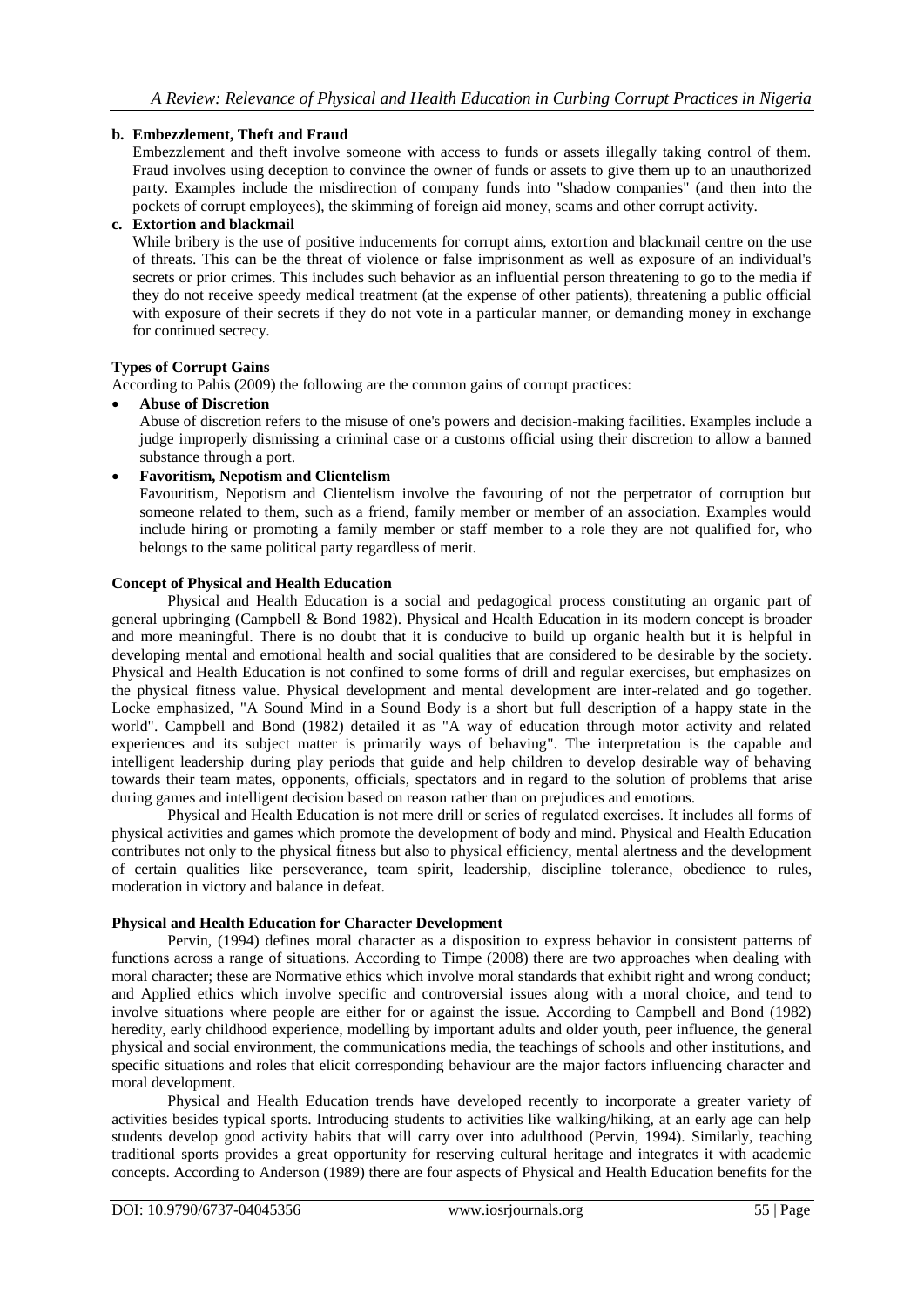**b. Embezzlement, Theft and Fraud**

Embezzlement and theft involve someone with access to funds or assets illegally taking control of them. Fraud involves using deception to convince the owner of funds or assets to give them up to an unauthorized party. Examples include the misdirection of company funds into "shadow companies" (and then into the pockets of corrupt employees), the skimming of foreign aid money, scams and other corrupt activity.

**c. Extortion and blackmail**

While bribery is the use of positive inducements for corrupt aims, extortion and blackmail centre on the use of threats. This can be the threat of violence or false imprisonment as well as exposure of an individual's secrets or prior crimes. This includes such behavior as an influential person threatening to go to the media if they do not receive speedy medical treatment (at the expense of other patients), threatening a public official with exposure of their secrets if they do not vote in a particular manner, or demanding money in exchange for continued secrecy.

**Types of Corrupt Gains**

According to Pahis (2009) the following are the common gains of corrupt practices:

- **Abuse of Discretion**

  Abuse of discretion refers to the misuse of one's powers and decision-making facilities. Examples include a judge improperly dismissing a criminal case or a customs official using their discretion to allow a banned substance through a port.

- **Favoritism, Nepotism and Clientelism**

  Favouritism, Nepotism and Clientelism involve the favouring of not the perpetrator of corruption but someone related to them, such as a friend, family member or member of an association. Examples would include hiring or promoting a family member or staff member to a role they are not qualified for, who belongs to the same political party regardless of merit.

**Concept of Physical and Health Education**

Physical and Health Education is a social and pedagogical process constituting an organic part of general upbringing (Campbell & Bond 1982). Physical and Health Education in its modern concept is broader and more meaningful. There is no doubt that it is conducive to build up organic health but it is helpful in developing mental and emotional health and social qualities that are considered to be desirable by the society. Physical and Health Education is not confined to some forms of drill and regular exercises, but emphasizes on the physical fitness value. Physical development and mental development are inter-related and go together. Locke emphasized, "A Sound Mind in a Sound Body is a short but full description of a happy state in the world". Campbell and Bond (1982) detailed it as "A way of education through motor activity and related experiences and its subject matter is primarily ways of behaving". The interpretation is the capable and intelligent leadership during play periods that guide and help children to develop desirable way of behaving towards their team mates, opponents, officials, spectators and in regard to the solution of problems that arise during games and intelligent decision based on reason rather than on prejudices and emotions.

Physical and Health Education is not mere drill or series of regulated exercises. It includes all forms of physical activities and games which promote the development of body and mind. Physical and Health Education contributes not only to the physical fitness but also to physical efficiency, mental alertness and the development of certain qualities like perseverance, team spirit, leadership, discipline tolerance, obedience to rules, moderation in victory and balance in defeat.

**Physical and Health Education for Character Development**

Pervin, (1994) defines moral character as a disposition to express behavior in consistent patterns of functions across a range of situations. According to Timpe (2008) there are two approaches when dealing with moral character; these are Normative ethics which involve moral standards that exhibit right and wrong conduct; and Applied ethics which involve specific and controversial issues along with a moral choice, and tend to involve situations where people are either for or against the issue. According to Campbell and Bond (1982) heredity, early childhood experience, modelling by important adults and older youth, peer influence, the general physical and social environment, the communications media, the teachings of schools and other institutions, and specific situations and roles that elicit corresponding behaviour are the major factors influencing character and moral development.

Physical and Health Education trends have developed recently to incorporate a greater variety of activities besides typical sports. Introducing students to activities like walking/hiking, at an early age can help students develop good activity habits that will carry over into adulthood (Pervin, 1994). Similarly, teaching traditional sports provides a great opportunity for reserving cultural heritage and integrates it with academic concepts. According to Anderson (1989) there are four aspects of Physical and Health Education benefits for the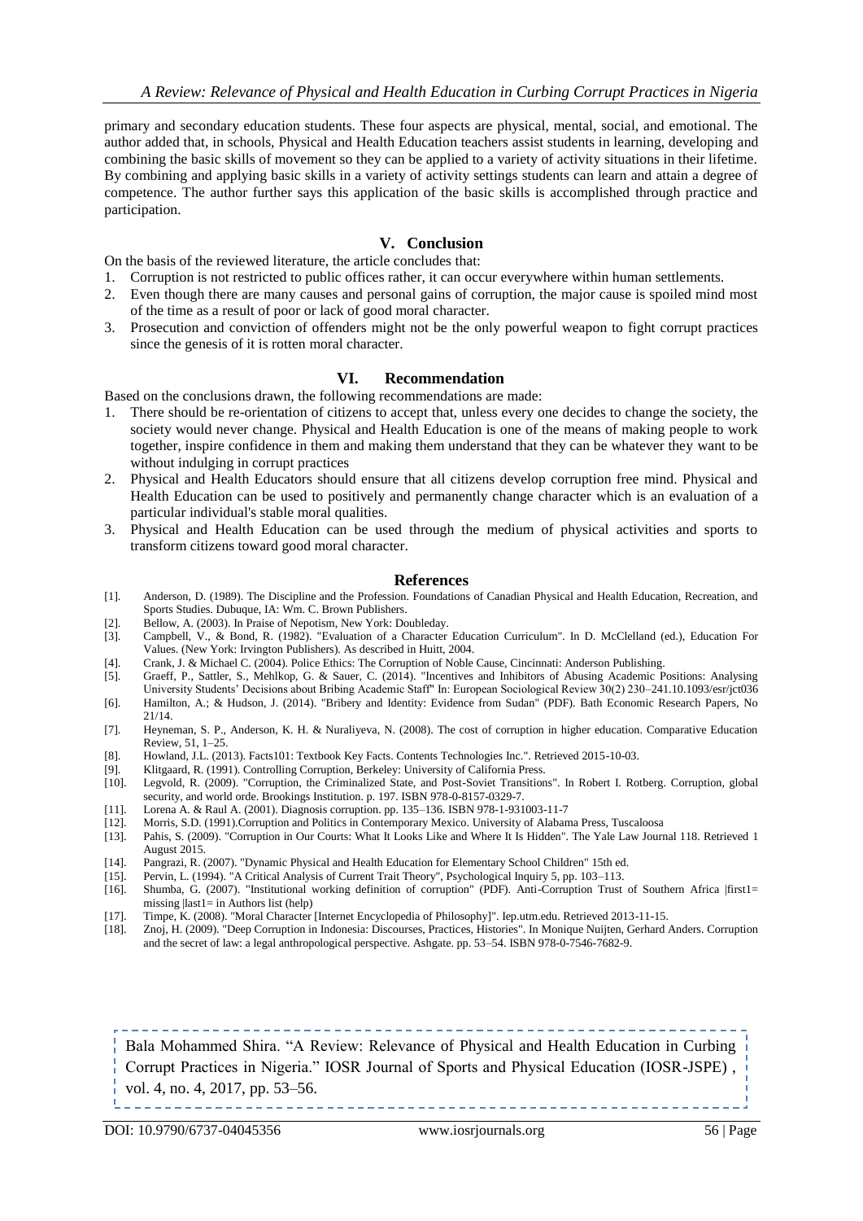primary and secondary education students. These four aspects are physical, mental, social, and emotional. The author added that, in schools, Physical and Health Education teachers assist students in learning, developing and combining the basic skills of movement so they can be applied to a variety of activity situations in their lifetime. By combining and applying basic skills in a variety of activity settings students can learn and attain a degree of competence. The author further says this application of the basic skills is accomplished through practice and participation.

## V. Conclusion

On the basis of the reviewed literature, the article concludes that:

1. Corruption is not restricted to public offices rather, it can occur everywhere within human settlements.
2. Even though there are many causes and personal gains of corruption, the major cause is spoiled mind most of the time as a result of poor or lack of good moral character.
3. Prosecution and conviction of offenders might not be the only powerful weapon to fight corrupt practices since the genesis of it is rotten moral character.

## VI. Recommendation

Based on the conclusions drawn, the following recommendations are made:

1. There should be re-orientation of citizens to accept that, unless every one decides to change the society, the society would never change. Physical and Health Education is one of the means of making people to work together, inspire confidence in them and making them understand that they can be whatever they want to be without indulging in corrupt practices
2. Physical and Health Educators should ensure that all citizens develop corruption free mind. Physical and Health Education can be used to positively and permanently change character which is an evaluation of a particular individual's stable moral qualities.
3. Physical and Health Education can be used through the medium of physical activities and sports to transform citizens toward good moral character.

## References

[1]. Anderson, D. (1989). The Discipline and the Profession. Foundations of Canadian Physical and Health Education, Recreation, and Sports Studies. Dubuque, IA: Wm. C. Brown Publishers.

[2]. Bellow, A. (2003). In Praise of Nepotism, New York: Doubleday.

[3]. Campbell, V., & Bond, R. (1982). "Evaluation of a Character Education Curriculum". In D. McClelland (ed.), Education For Values. (New York: Irvington Publishers). As described in Huitt, 2004.

[4]. Crank, J. & Michael C. (2004). Police Ethics: The Corruption of Noble Cause, Cincinnati: Anderson Publishing.

[5]. Graeff, P., Sattler, S., Mehlkop, G. & Sauer, C. (2014). "Incentives and Inhibitors of Abusing Academic Positions: Analysing University Students' Decisions about Bribing Academic Staff" In: European Sociological Review 30(2) 230–241.10.1093/esr/jct036

[6]. Hamilton, A.; & Hudson, J. (2014). "Bribery and Identity: Evidence from Sudan" (PDF). Bath Economic Research Papers, No 21/14.

[7]. Heyneman, S. P., Anderson, K. H. & Nuraliyeva, N. (2008). The cost of corruption in higher education. Comparative Education Review, 51, 1–25.

[8]. Howland, J.L. (2013). Facts101: Textbook Key Facts. Contents Technologies Inc.". Retrieved 2015-10-03.

[9]. Klitgaard, R. (1991). Controlling Corruption, Berkeley: University of California Press.

[10]. Legvold, R. (2009). "Corruption, the Criminalized State, and Post-Soviet Transitions". In Robert I. Rotberg. Corruption, global security, and world orde. Brookings Institution. p. 197. ISBN 978-0-8157-0329-7.

[11]. Lorena A. & Raul A. (2001). Diagnosis corruption. pp. 135–136. ISBN 978-1-931003-11-7

[12]. Morris, S.D. (1991).Corruption and Politics in Contemporary Mexico. University of Alabama Press, Tuscaloosa

[13]. Pahis, S. (2009). "Corruption in Our Courts: What It Looks Like and Where It Is Hidden". The Yale Law Journal 118. Retrieved 1 August 2015.

[14]. Pangrazi, R. (2007). "Dynamic Physical and Health Education for Elementary School Children" 15th ed.

[15]. Pervin, L. (1994). "A Critical Analysis of Current Trait Theory", Psychological Inquiry 5, pp. 103–113.

[16]. Shumba, G. (2007). "Institutional working definition of corruption" (PDF). Anti-Corruption Trust of Southern Africa |first1= missing |last1= in Authors list (help)

[17]. Timpe, K. (2008). "Moral Character [Internet Encyclopedia of Philosophy]". Iep.utm.edu. Retrieved 2013-11-15.

[18]. Znoj, H. (2009). "Deep Corruption in Indonesia: Discourses, Practices, Histories". In Monique Nuijten, Gerhard Anders. Corruption and the secret of law: a legal anthropological perspective. Ashgate. pp. 53–54. ISBN 978-0-7546-7682-9.

Bala Mohammed Shira. "A Review: Relevance of Physical and Health Education in Curbing Corrupt Practices in Nigeria." IOSR Journal of Sports and Physical Education (IOSR-JSPE) , vol. 4, no. 4, 2017, pp. 53–56.